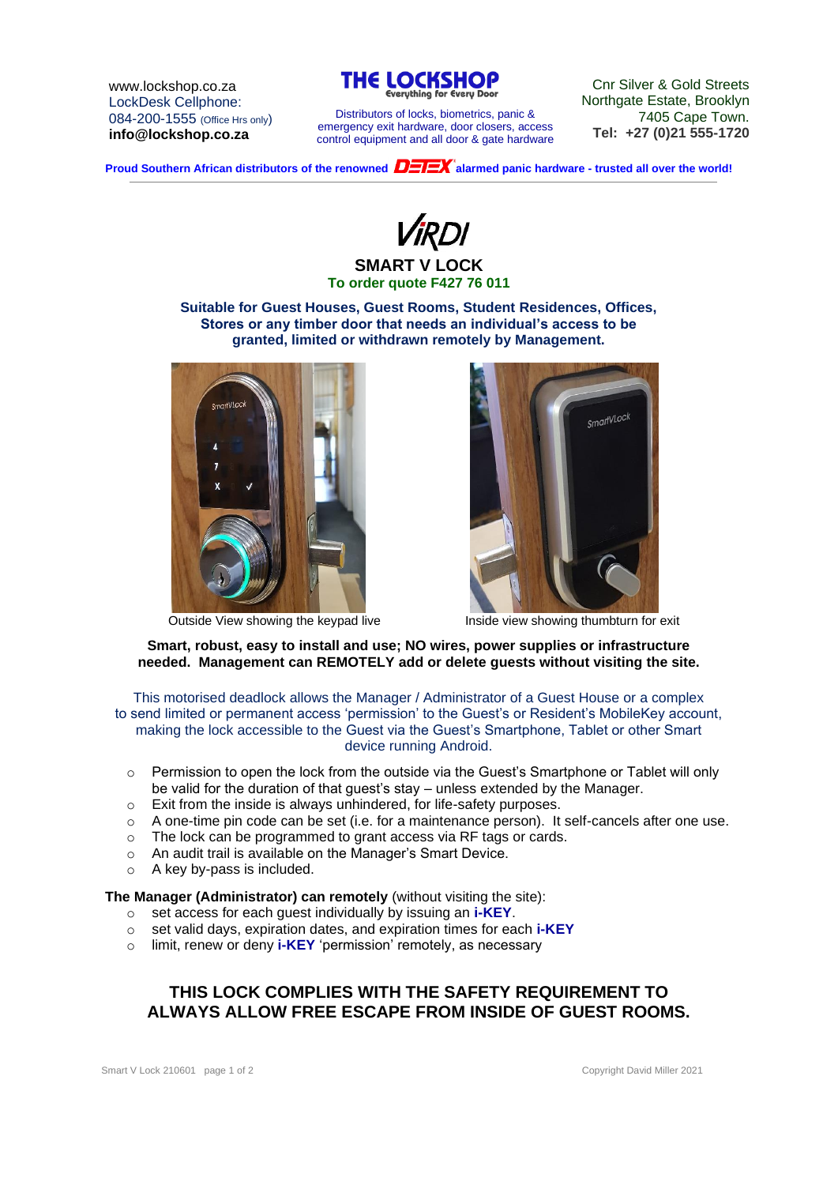www.lockshop.co.za
LockDesk Cellphone:
084-200-1555 (Office Hrs only)
**info@lockshop.co.za**

**THE LOCKSHOP**
Everything for Every Door

Distributors of locks, biometrics, panic & emergency exit hardware, door closers, access control equipment and all door & gate hardware

Cnr Silver & Gold Streets
Northgate Estate, Brooklyn
7405 Cape Town.
**Tel: +27 (0)21 555-1720**

**Proud Southern African distributors of the renowned DETEX alarmed panic hardware - trusted all over the world!**

VIRDI

# SMART V LOCK

**To order quote F427 76 011**

**Suitable for Guest Houses, Guest Rooms, Student Residences, Offices, Stores or any timber door that needs an individual's access to be granted, limited or withdrawn remotely by Management.**

Outside View showing the keypad live

Inside view showing thumbturn for exit

**Smart, robust, easy to install and use; NO wires, power supplies or infrastructure needed. Management can REMOTELY add or delete guests without visiting the site.**

This motorised deadlock allows the Manager / Administrator of a Guest House or a complex to send limited or permanent access 'permission' to the Guest's or Resident's MobileKey account, making the lock accessible to the Guest via the Guest's Smartphone, Tablet or other Smart device running Android.

- Permission to open the lock from the outside via the Guest's Smartphone or Tablet will only be valid for the duration of that guest's stay – unless extended by the Manager.
- Exit from the inside is always unhindered, for life-safety purposes.
- A one-time pin code can be set (i.e. for a maintenance person). It self-cancels after one use.
- The lock can be programmed to grant access via RF tags or cards.
- An audit trail is available on the Manager's Smart Device.
- A key by-pass is included.

**The Manager (Administrator) can remotely** (without visiting the site):

- set access for each guest individually by issuing an **i-KEY**.
- set valid days, expiration dates, and expiration times for each **i-KEY**
- limit, renew or deny **i-KEY** 'permission' remotely, as necessary

## THIS LOCK COMPLIES WITH THE SAFETY REQUIREMENT TO ALWAYS ALLOW FREE ESCAPE FROM INSIDE OF GUEST ROOMS.

Smart V Lock 210601

Copyright David Miller 2021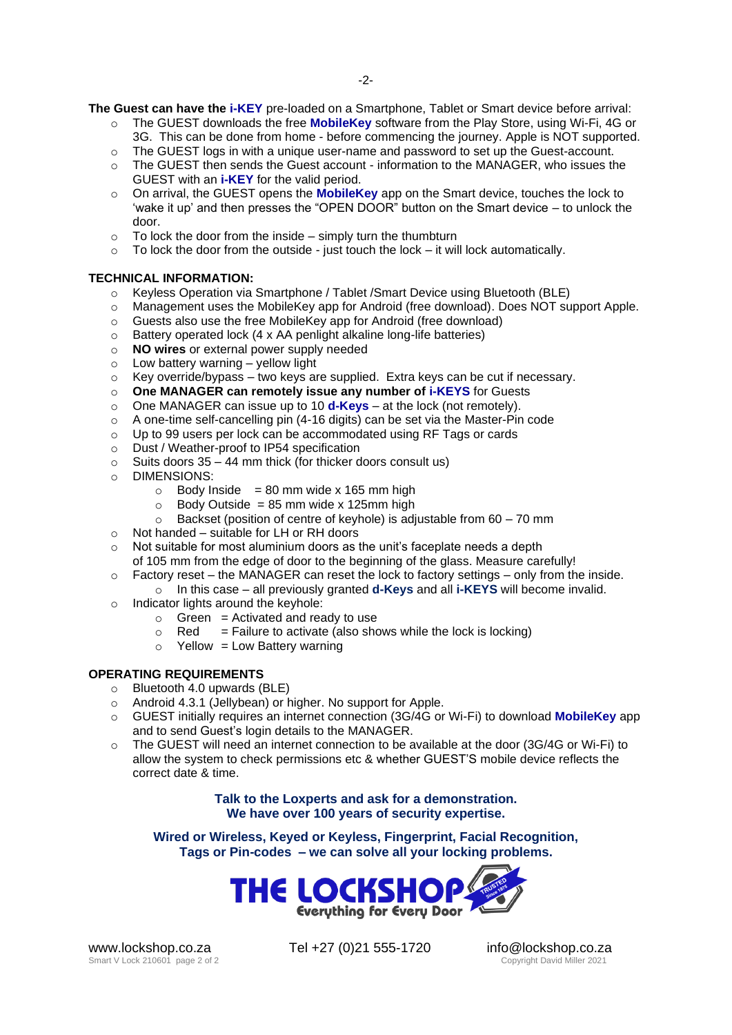**The Guest can have the i-KEY** pre-loaded on a Smartphone, Tablet or Smart device before arrival:

- The GUEST downloads the free **MobileKey** software from the Play Store, using Wi-Fi, 4G or 3G. This can be done from home - before commencing the journey. Apple is NOT supported.
- The GUEST logs in with a unique user-name and password to set up the Guest-account.
- The GUEST then sends the Guest account - information to the MANAGER, who issues the GUEST with an **i-KEY** for the valid period.
- On arrival, the GUEST opens the **MobileKey** app on the Smart device, touches the lock to 'wake it up' and then presses the "OPEN DOOR" button on the Smart device – to unlock the door.
- To lock the door from the inside – simply turn the thumbturn
- To lock the door from the outside - just touch the lock – it will lock automatically.

## TECHNICAL INFORMATION:

- Keyless Operation via Smartphone / Tablet /Smart Device using Bluetooth (BLE)
- Management uses the MobileKey app for Android (free download). Does NOT support Apple.
- Guests also use the free MobileKey app for Android (free download)
- Battery operated lock (4 x AA penlight alkaline long-life batteries)
- **NO wires** or external power supply needed
- Low battery warning – yellow light
- Key override/bypass – two keys are supplied. Extra keys can be cut if necessary.
- **One MANAGER can remotely issue any number of i-KEYS** for Guests
- One MANAGER can issue up to 10 **d-Keys** – at the lock (not remotely).
- A one-time self-cancelling pin (4-16 digits) can be set via the Master-Pin code
- Up to 99 users per lock can be accommodated using RF Tags or cards
- Dust / Weather-proof to IP54 specification
- Suits doors 35 – 44 mm thick (for thicker doors consult us)
- DIMENSIONS:
  - Body Inside = 80 mm wide x 165 mm high
  - Body Outside = 85 mm wide x 125mm high
  - Backset (position of centre of keyhole) is adjustable from 60 – 70 mm
- Not handed – suitable for LH or RH doors
- Not suitable for most aluminium doors as the unit's faceplate needs a depth of 105 mm from the edge of door to the beginning of the glass. Measure carefully!
- Factory reset – the MANAGER can reset the lock to factory settings – only from the inside.
  - In this case – all previously granted **d-Keys** and all **i-KEYS** will become invalid.
- Indicator lights around the keyhole:
  - Green = Activated and ready to use
  - Red = Failure to activate (also shows while the lock is locking)
  - Yellow = Low Battery warning

## OPERATING REQUIREMENTS

- Bluetooth 4.0 upwards (BLE)
- Android 4.3.1 (Jellybean) or higher. No support for Apple.
- GUEST initially requires an internet connection (3G/4G or Wi-Fi) to download **MobileKey** app and to send Guest's login details to the MANAGER.
- The GUEST will need an internet connection to be available at the door (3G/4G or Wi-Fi) to allow the system to check permissions etc & whether GUEST'S mobile device reflects the correct date & time.

**Talk to the Loxperts and ask for a demonstration.**
**We have over 100 years of security expertise.**

**Wired or Wireless, Keyed or Keyless, Fingerprint, Facial Recognition, Tags or Pin-codes – we can solve all your locking problems.**

THE LOCKSHOP
Everything for Every Door

www.lockshop.co.za Tel +27 (0)21 555-1720 info@lockshop.co.za

Smart V Lock 210601 Copyright David Miller 2021